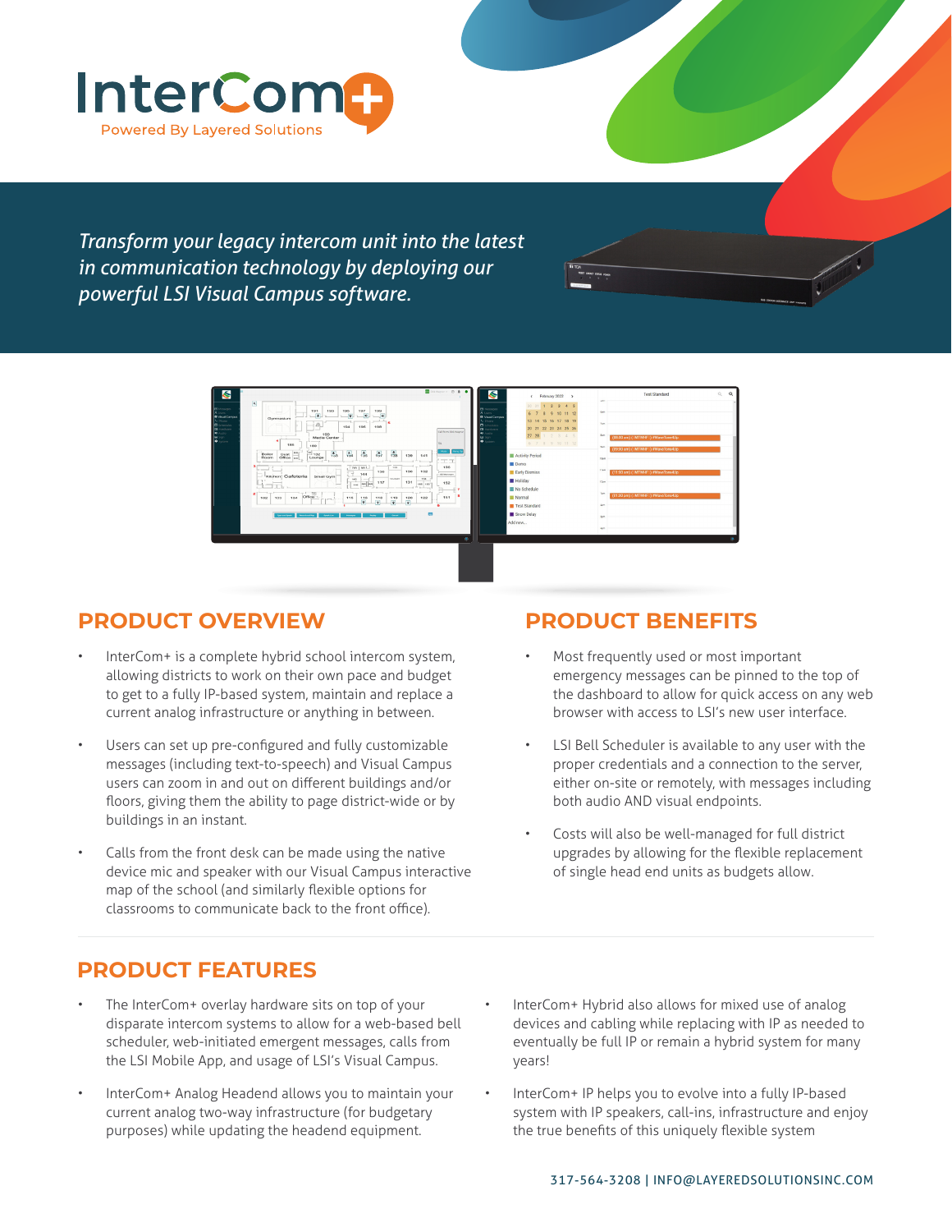# InterCom+

Powered By Layered Solutions

*Transform your legacy intercom unit into the latest in communication technology by deploying our powerful LSI Visual Campus software.*

## PRODUCT OVERVIEW

- InterCom+ is a complete hybrid school intercom system, allowing districts to work on their own pace and budget to get to a fully IP-based system, maintain and replace a current analog infrastructure or anything in between.
- Users can set up pre-configured and fully customizable messages (including text-to-speech) and Visual Campus users can zoom in and out on different buildings and/or floors, giving them the ability to page district-wide or by buildings in an instant.
- Calls from the front desk can be made using the native device mic and speaker with our Visual Campus interactive map of the school (and similarly flexible options for classrooms to communicate back to the front office).

## PRODUCT BENEFITS

- Most frequently used or most important emergency messages can be pinned to the top of the dashboard to allow for quick access on any web browser with access to LSI's new user interface.
- LSI Bell Scheduler is available to any user with the proper credentials and a connection to the server, either on-site or remotely, with messages including both audio AND visual endpoints.
- Costs will also be well-managed for full district upgrades by allowing for the flexible replacement of single head end units as budgets allow.

## PRODUCT FEATURES

- The InterCom+ overlay hardware sits on top of your disparate intercom systems to allow for a web-based bell scheduler, web-initiated emergent messages, calls from the LSI Mobile App, and usage of LSI's Visual Campus.
- InterCom+ Analog Headend allows you to maintain your current analog two-way infrastructure (for budgetary purposes) while updating the headend equipment.
- InterCom+ Hybrid also allows for mixed use of analog devices and cabling while replacing with IP as needed to eventually be full IP or remain a hybrid system for many years!
- InterCom+ IP helps you to evolve into a fully IP-based system with IP speakers, call-ins, infrastructure and enjoy the true benefits of this uniquely flexible system

317-564-3208 | INFO@LAYEREDSOLUTIONSINC.COM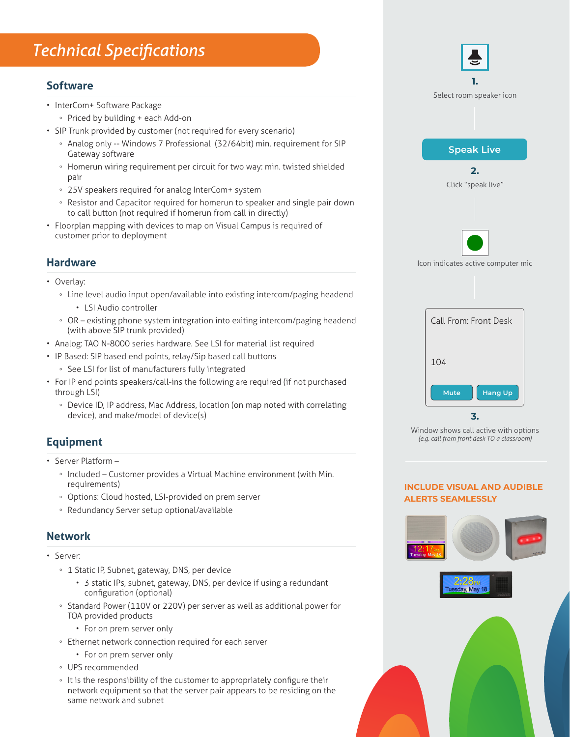# Technical Specifications

## Software

- InterCom+ Software Package
  - Priced by building + each Add-on
- SIP Trunk provided by customer (not required for every scenario)
  - Analog only -- Windows 7 Professional (32/64bit) min. requirement for SIP Gateway software
  - Homerun wiring requirement per circuit for two way: min. twisted shielded pair
  - 25V speakers required for analog InterCom+ system
  - Resistor and Capacitor required for homerun to speaker and single pair down to call button (not required if homerun from call in directly)
- Floorplan mapping with devices to map on Visual Campus is required of customer prior to deployment

## Hardware

- Overlay:
  - Line level audio input open/available into existing intercom/paging headend
    - LSI Audio controller
  - OR – existing phone system integration into exiting intercom/paging headend (with above SIP trunk provided)
- Analog: TAO N-8000 series hardware. See LSI for material list required
- IP Based: SIP based end points, relay/Sip based call buttons
  - See LSI for list of manufacturers fully integrated
- For IP end points speakers/call-ins the following are required (if not purchased through LSI)
  - Device ID, IP address, Mac Address, location (on map noted with correlating device), and make/model of device(s)

## Equipment

- Server Platform –
  - Included – Customer provides a Virtual Machine environment (with Min. requirements)
  - Options: Cloud hosted, LSI-provided on prem server
  - Redundancy Server setup optional/available

## Network

- Server:
  - 1 Static IP, Subnet, gateway, DNS, per device
    - 3 static IPs, subnet, gateway, DNS, per device if using a redundant configuration (optional)
  - Standard Power (110V or 220V) per service as well as additional power for TOA provided products
    - For on prem server only
  - Ethernet network connection required for each server
    - For on prem server only
  - UPS recommended
  - It is the responsibility of the customer to appropriately configure their network equipment so that the server pair appears to be residing on the same network and subnet

**1.**

Select room speaker icon

Speak Live

**2.**

Click "speak live"

Icon indicates active computer mic

Call From: Front Desk

104

Mute | Hang Up

**3.**

Window shows call active with options
*(e.g. call from front desk TO a classroom)*

**INCLUDE VISUAL AND AUDIBLE ALERTS SEAMLESSLY**